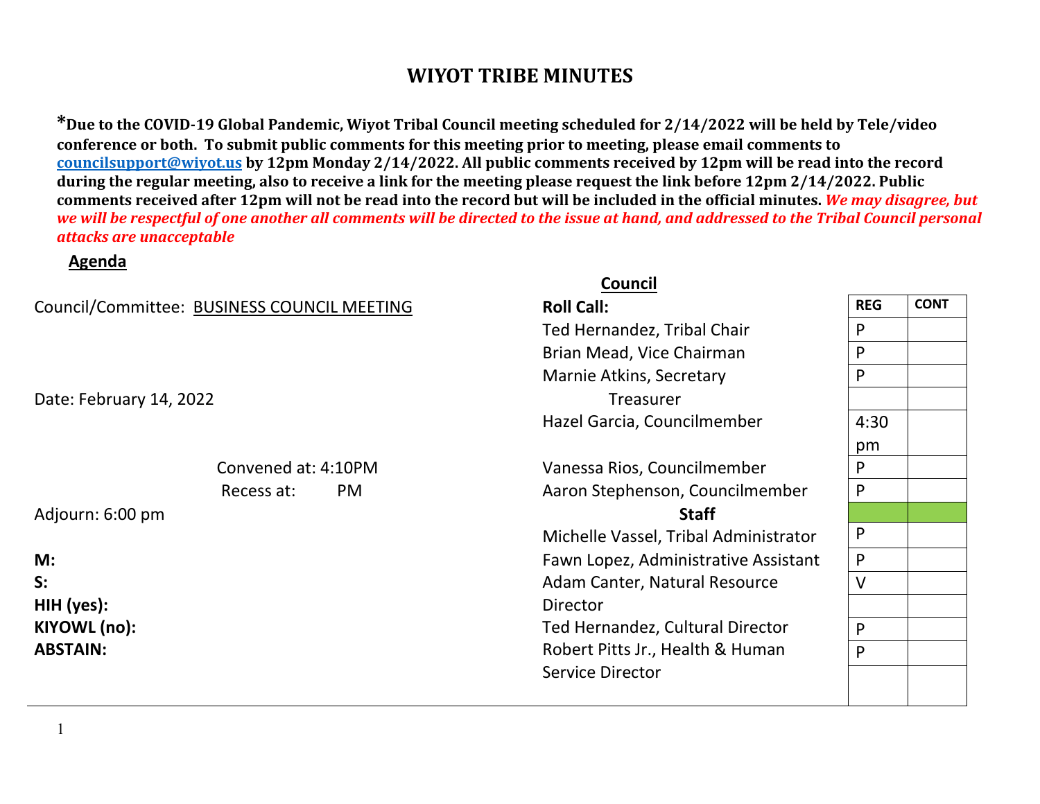# WIYOT TRIBE MINUTES

**\*Due to the COVID-19 Global Pandemic, Wiyot Tribal Council meeting scheduled for 2/14/2022 will be held by Tele/video conference or both. To submit public comments for this meeting prior to meeting, please email comments to [councilsupport@wiyot.us](mailto:councilsupport@wiyot.us) by 12pm Monday 2/14/2022. All public comments received by 12pm will be read into the record during the regular meeting, also to receive a link for the meeting please request the link before 12pm 2/14/2022. Public comments received after 12pm will not be read into the record but will be included in the official minutes.** ***We may disagree, but we will be respectful of one another all comments will be directed to the issue at hand, and addressed to the Tribal Council personal attacks are unacceptable***

**Agenda**

Council/Committee: BUSINESS COUNCIL MEETING

Date: February 14, 2022

Convened at: 4:10PM

Recess at: PM

Adjourn: 6:00 pm

**M:**

**S:**

**HIH (yes):**

**KIYOWL (no):**

**ABSTAIN:**

**Council**

| Roll Call: | REG | CONT |
|---|---|---|
| Ted Hernandez, Tribal Chair | P | |
| Brian Mead, Vice Chairman | P | |
| Marnie Atkins, Secretary | P | |
| Treasurer | | |
| Hazel Garcia, Councilmember | 4:30 pm | |
| Vanessa Rios, Councilmember | P | |
| Aaron Stephenson, Councilmember | P | |
| **Staff** | | |
| Michelle Vassel, Tribal Administrator | P | |
| Fawn Lopez, Administrative Assistant | P | |
| Adam Canter, Natural Resource Director | V | |
| Ted Hernandez, Cultural Director | P | |
| Robert Pitts Jr., Health & Human Service Director | P | |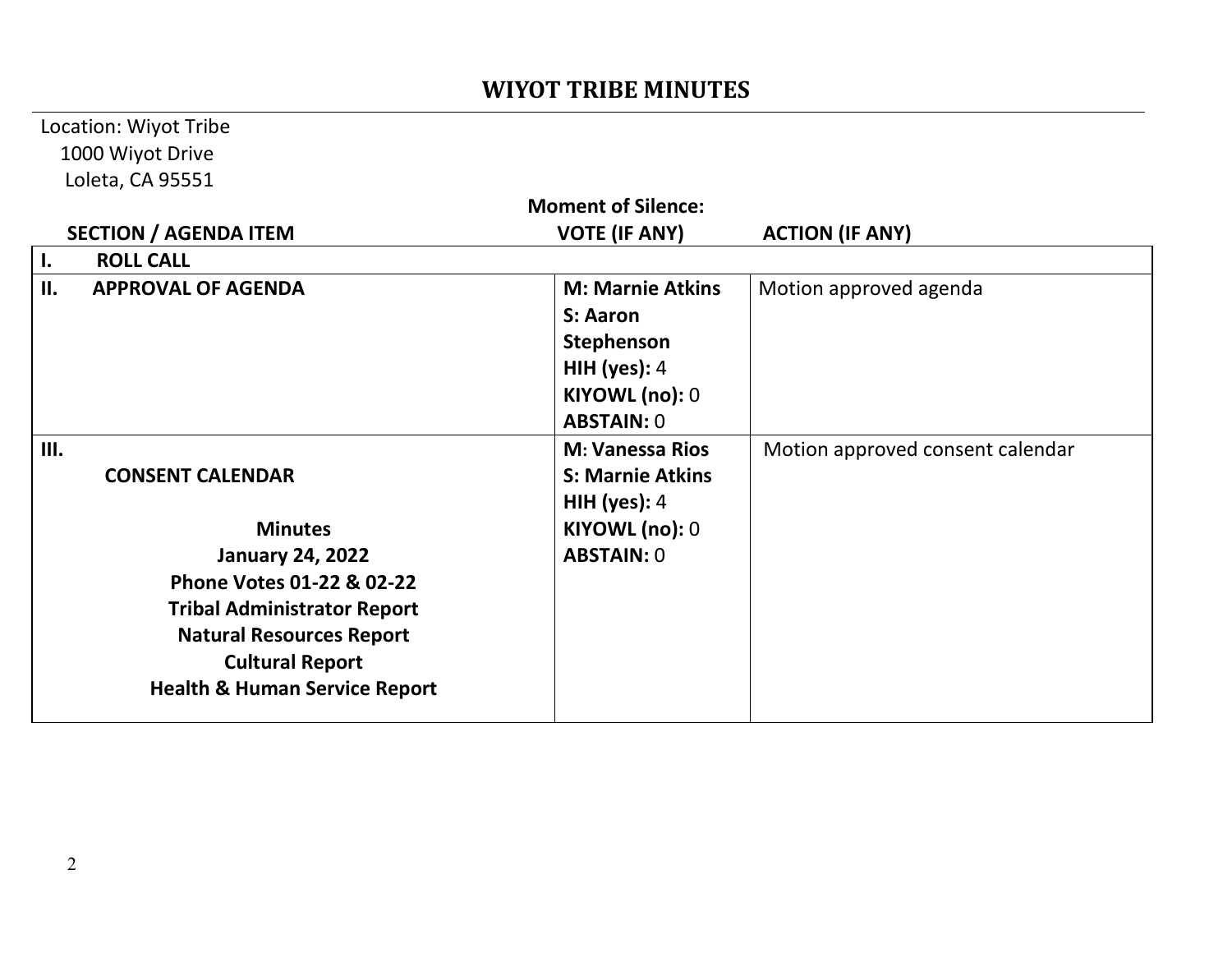# WIYOT TRIBE MINUTES

Location: Wiyot Tribe
1000 Wiyot Drive
Loleta, CA 95551

**Moment of Silence:**

| SECTION / AGENDA ITEM | VOTE (IF ANY) | ACTION (IF ANY) |
|---|---|---|
| **I. ROLL CALL** | | |
| **II. APPROVAL OF AGENDA** | **M: Marnie Atkins**<br>**S: Aaron Stephenson**<br>**HIH (yes):** 4<br>**KIYOWL (no):** 0<br>**ABSTAIN:** 0 | Motion approved agenda |
| **III. CONSENT CALENDAR**<br><br>**Minutes**<br>**January 24, 2022**<br>**Phone Votes 01-22 & 02-22**<br>**Tribal Administrator Report**<br>**Natural Resources Report**<br>**Cultural Report**<br>**Health & Human Service Report** | **M: Vanessa Rios**<br>**S: Marnie Atkins**<br>**HIH (yes):** 4<br>**KIYOWL (no):** 0<br>**ABSTAIN:** 0 | Motion approved consent calendar |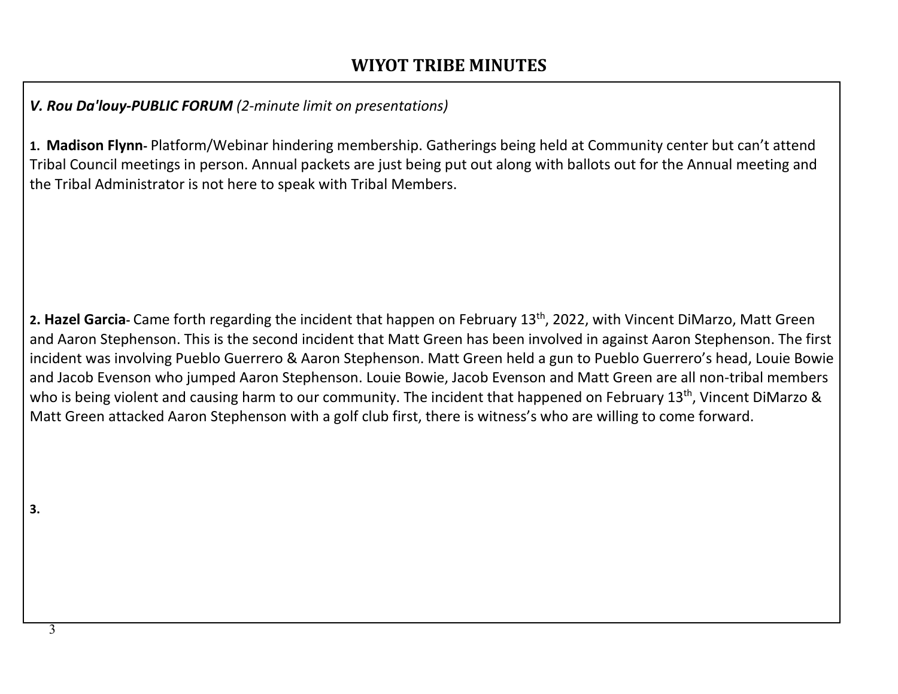# WIYOT TRIBE MINUTES

***V. Rou Da'louy-PUBLIC FORUM*** *(2-minute limit on presentations)*

1. **Madison Flynn-** Platform/Webinar hindering membership. Gatherings being held at Community center but can't attend Tribal Council meetings in person. Annual packets are just being put out along with ballots out for the Annual meeting and the Tribal Administrator is not here to speak with Tribal Members.

2. **Hazel Garcia-** Came forth regarding the incident that happen on February 13th, 2022, with Vincent DiMarzo, Matt Green and Aaron Stephenson. This is the second incident that Matt Green has been involved in against Aaron Stephenson. The first incident was involving Pueblo Guerrero & Aaron Stephenson. Matt Green held a gun to Pueblo Guerrero's head, Louie Bowie and Jacob Evenson who jumped Aaron Stephenson. Louie Bowie, Jacob Evenson and Matt Green are all non-tribal members who is being violent and causing harm to our community. The incident that happened on February 13th, Vincent DiMarzo & Matt Green attacked Aaron Stephenson with a golf club first, there is witness's who are willing to come forward.

3.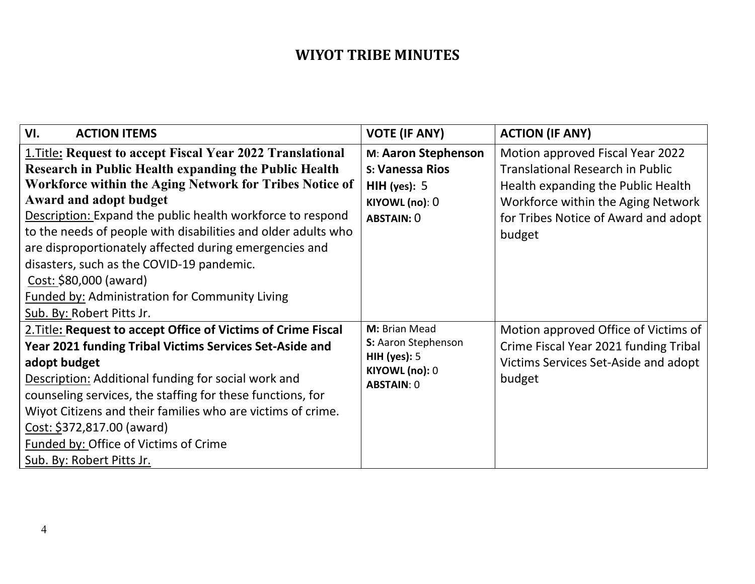# WIYOT TRIBE MINUTES

| VI. ACTION ITEMS | VOTE (IF ANY) | ACTION (IF ANY) |
| --- | --- | --- |
| 1.Title: **Request to accept Fiscal Year 2022 Translational Research in Public Health expanding the Public Health Workforce within the Aging Network for Tribes Notice of Award and adopt budget**<br>Description: Expand the public health workforce to respond to the needs of people with disabilities and older adults who are disproportionately affected during emergencies and disasters, such as the COVID-19 pandemic.<br>Cost: $80,000 (award)<br>Funded by: Administration for Community Living<br>Sub. By: Robert Pitts Jr. | **M: Aaron Stephenson**<br>**S: Vanessa Rios**<br>**HIH (yes):** 5<br>**KIYOWL (no)**: 0<br>**ABSTAIN:** 0 | Motion approved Fiscal Year 2022 Translational Research in Public Health expanding the Public Health Workforce within the Aging Network for Tribes Notice of Award and adopt budget |
| 2.Title: **Request to accept Office of Victims of Crime Fiscal Year 2021 funding Tribal Victims Services Set-Aside and adopt budget**<br>Description: Additional funding for social work and counseling services, the staffing for these functions, for Wiyot Citizens and their families who are victims of crime.<br>Cost: $372,817.00 (award)<br>Funded by: Office of Victims of Crime<br>Sub. By: Robert Pitts Jr. | **M:** Brian Mead<br>**S:** Aaron Stephenson<br>**HIH (yes):** 5<br>**KIYOWL (no):** 0<br>**ABSTAIN**: 0 | Motion approved Office of Victims of Crime Fiscal Year 2021 funding Tribal Victims Services Set-Aside and adopt budget |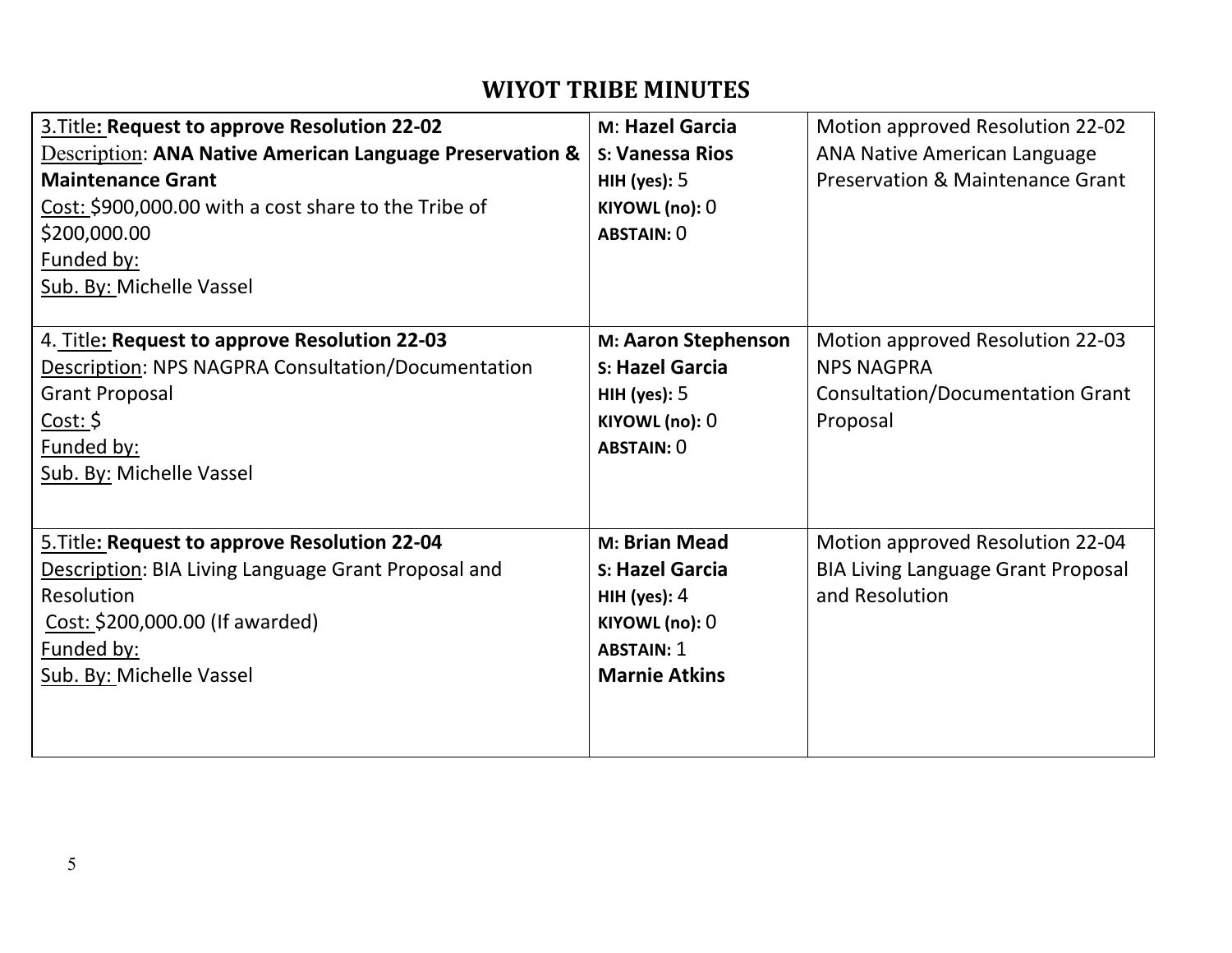## WIYOT TRIBE MINUTES

| | | |
|---|---|---|
| 3.Title**: Request to approve Resolution 22-02**<br>Description: **ANA Native American Language Preservation & Maintenance Grant**<br>Cost: $900,000.00 with a cost share to the Tribe of $200,000.00<br>Funded by:<br>Sub. By: Michelle Vassel | **M**: **Hazel Garcia**<br>**S: Vanessa Rios**<br>**HIH (yes):** 5<br>**KIYOWL (no):** 0<br>**ABSTAIN:** 0 | Motion approved Resolution 22-02 ANA Native American Language Preservation & Maintenance Grant |
| 4. Title**: Request to approve Resolution 22-03**<br>Description: NPS NAGPRA Consultation/Documentation Grant Proposal<br>Cost: $<br>Funded by:<br>Sub. By: Michelle Vassel | **M: Aaron Stephenson**<br>**S: Hazel Garcia**<br>**HIH (yes):** 5<br>**KIYOWL (no):** 0<br>**ABSTAIN:** 0 | Motion approved Resolution 22-03 NPS NAGPRA Consultation/Documentation Grant Proposal |
| 5.Title**: Request to approve Resolution 22-04**<br>Description: BIA Living Language Grant Proposal and Resolution<br>Cost: $200,000.00 (If awarded)<br>Funded by:<br>Sub. By: Michelle Vassel | **M: Brian Mead**<br>**S: Hazel Garcia**<br>**HIH (yes):** 4<br>**KIYOWL (no):** 0<br>**ABSTAIN:** 1<br>**Marnie Atkins** | Motion approved Resolution 22-04 BIA Living Language Grant Proposal and Resolution |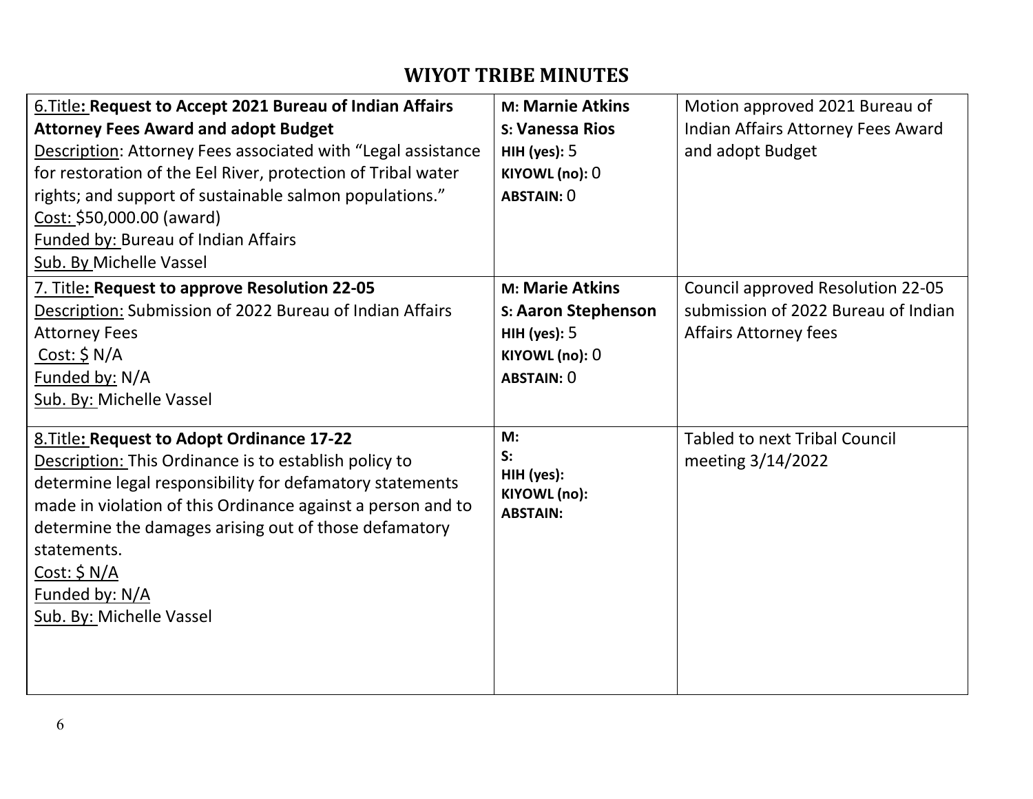## WIYOT TRIBE MINUTES

| | | |
|---|---|---|
| 6.Title**: Request to Accept 2021 Bureau of Indian Affairs Attorney Fees Award and adopt Budget**<br>Description: Attorney Fees associated with "Legal assistance for restoration of the Eel River, protection of Tribal water rights; and support of sustainable salmon populations."<br>Cost: $50,000.00 (award)<br>Funded by: Bureau of Indian Affairs<br>Sub. By Michelle Vassel | **M: Marnie Atkins**<br>**S: Vanessa Rios**<br>**HIH (yes):** 5<br>**KIYOWL (no):** 0<br>**ABSTAIN:** 0 | Motion approved 2021 Bureau of Indian Affairs Attorney Fees Award and adopt Budget |
| 7. Title**: Request to approve Resolution 22-05**<br>Description: Submission of 2022 Bureau of Indian Affairs Attorney Fees<br>Cost: $ N/A<br>Funded by: N/A<br>Sub. By: Michelle Vassel | **M: Marie Atkins**<br>**S: Aaron Stephenson**<br>**HIH (yes):** 5<br>**KIYOWL (no):** 0<br>**ABSTAIN:** 0 | Council approved Resolution 22-05 submission of 2022 Bureau of Indian Affairs Attorney fees |
| 8.Title**: Request to Adopt Ordinance 17-22**<br>Description: This Ordinance is to establish policy to determine legal responsibility for defamatory statements made in violation of this Ordinance against a person and to determine the damages arising out of those defamatory statements.<br>Cost: $ N/A<br>Funded by: N/A<br>Sub. By: Michelle Vassel | **M:**<br>**S:**<br>**HIH (yes):**<br>**KIYOWL (no):**<br>**ABSTAIN:** | Tabled to next Tribal Council meeting 3/14/2022 |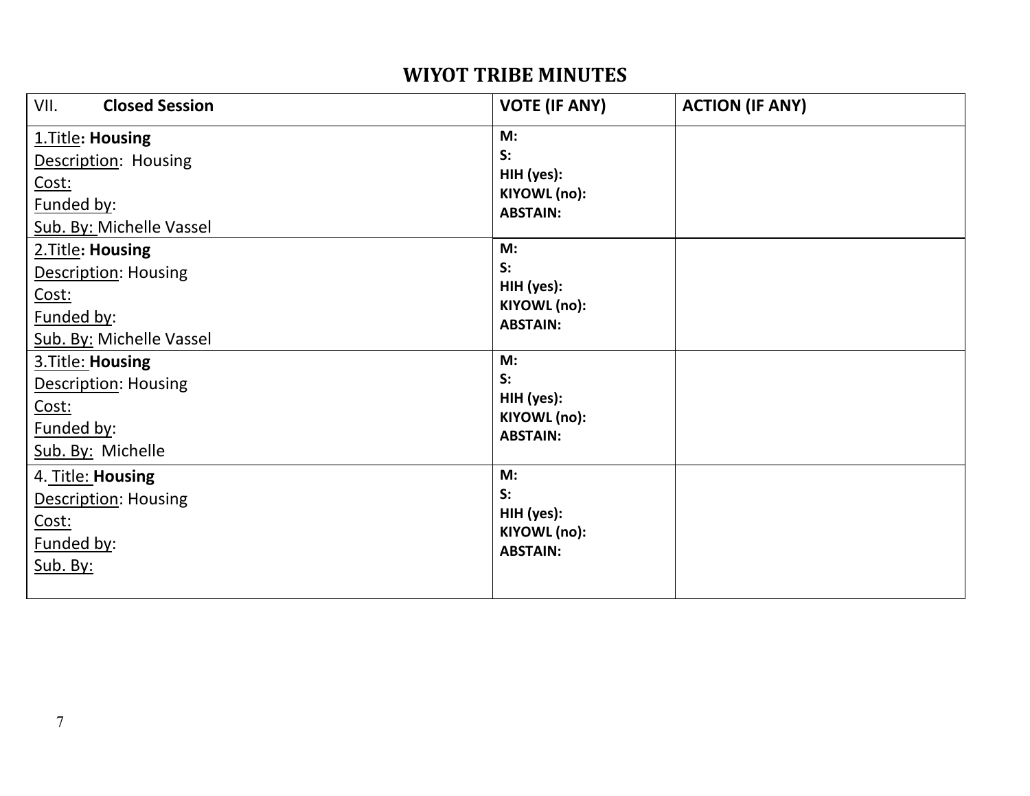# WIYOT TRIBE MINUTES

| VII. **Closed Session** | **VOTE (IF ANY)** | **ACTION (IF ANY)** |
|---|---|---|
| 1.Title: **Housing**<br>Description: Housing<br>Cost:<br>Funded by:<br>Sub. By: Michelle Vassel | **M:**<br>**S:**<br>**HIH (yes):**<br>**KIYOWL (no):**<br>**ABSTAIN:** | |
| 2.Title: **Housing**<br>Description: Housing<br>Cost:<br>Funded by:<br>Sub. By: Michelle Vassel | **M:**<br>**S:**<br>**HIH (yes):**<br>**KIYOWL (no):**<br>**ABSTAIN:** | |
| 3.Title: **Housing**<br>Description: Housing<br>Cost:<br>Funded by:<br>Sub. By: Michelle | **M:**<br>**S:**<br>**HIH (yes):**<br>**KIYOWL (no):**<br>**ABSTAIN:** | |
| 4. Title: **Housing**<br>Description: Housing<br>Cost:<br>Funded by:<br>Sub. By: | **M:**<br>**S:**<br>**HIH (yes):**<br>**KIYOWL (no):**<br>**ABSTAIN:** | |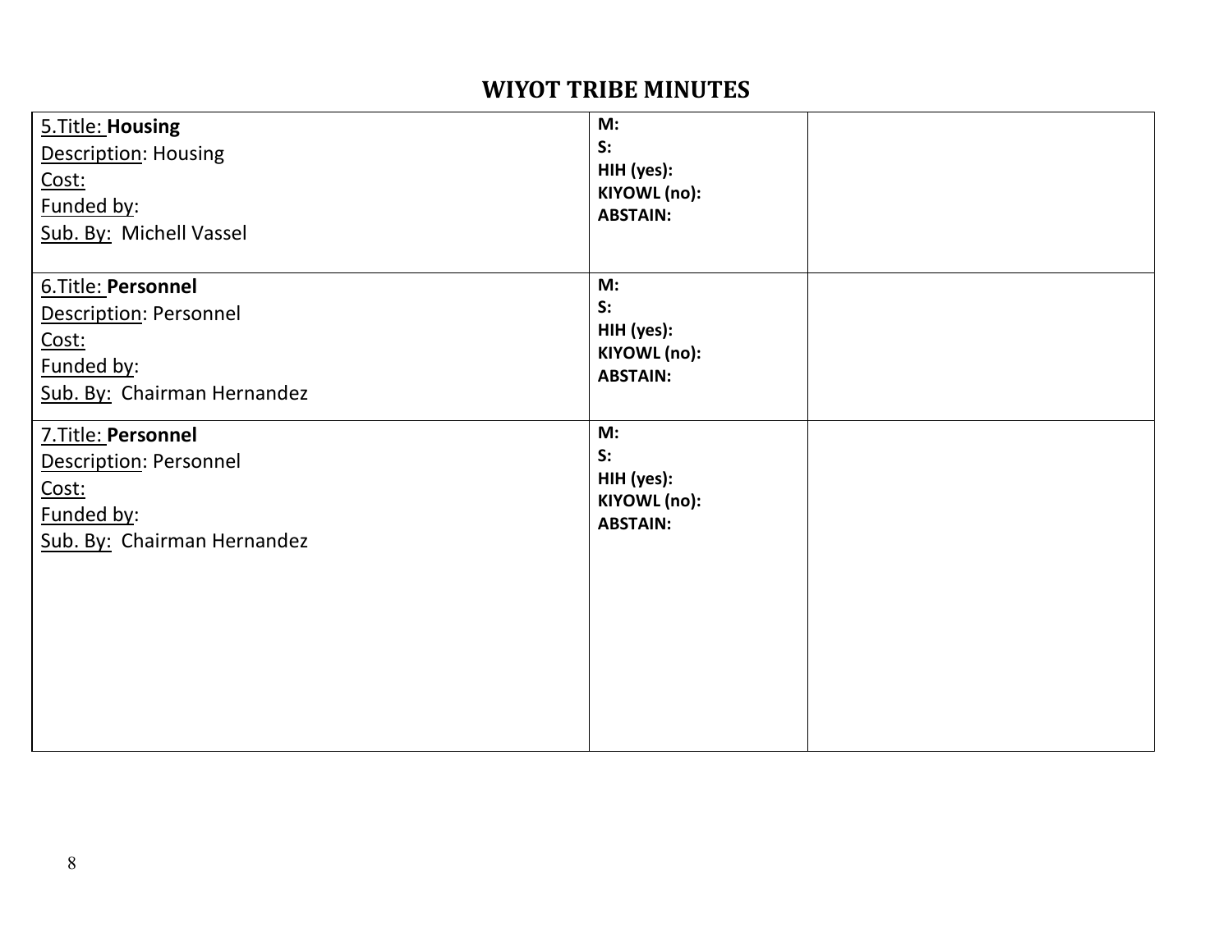# WIYOT TRIBE MINUTES

| | | |
|---|---|---|
| 5.Title: **Housing**<br>Description: Housing<br>Cost:<br>Funded by:<br>Sub. By: Michell Vassel | **M:**<br>**S:**<br>**HIH (yes):**<br>**KIYOWL (no):**<br>**ABSTAIN:** | |
| 6.Title: **Personnel**<br>Description: Personnel<br>Cost:<br>Funded by:<br>Sub. By: Chairman Hernandez | **M:**<br>**S:**<br>**HIH (yes):**<br>**KIYOWL (no):**<br>**ABSTAIN:** | |
| 7.Title: **Personnel**<br>Description: Personnel<br>Cost:<br>Funded by:<br>Sub. By: Chairman Hernandez | **M:**<br>**S:**<br>**HIH (yes):**<br>**KIYOWL (no):**<br>**ABSTAIN:** | |